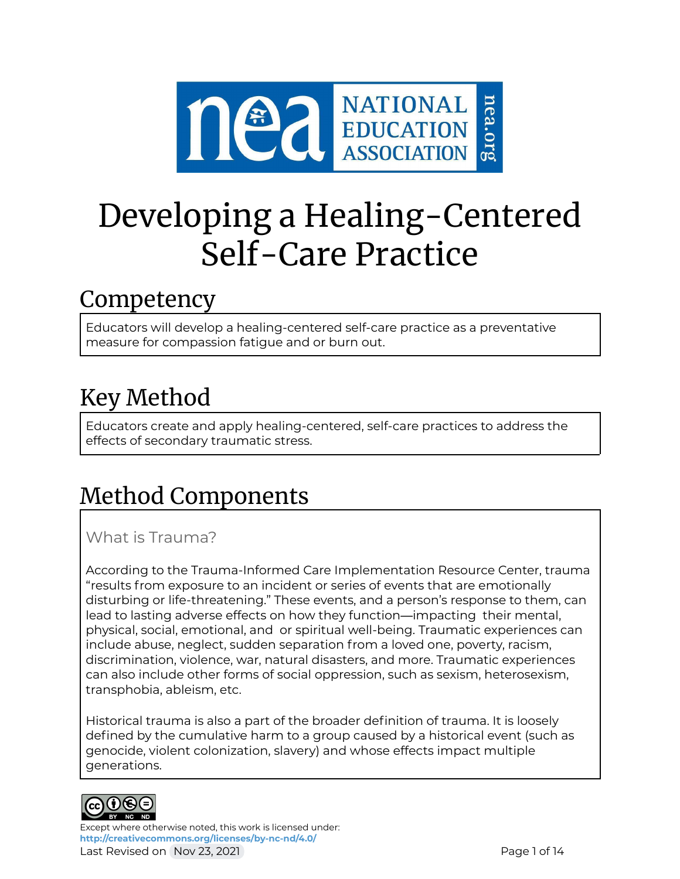# Developing a Healing-Centered Self-Care Practice

## Competency

Educators will develop a healing-centered self-care practice as a preventative measure for compassion fatigue and or burn out.

## Key Method

Educators create and apply healing-centered, self-care practices to address the effects of secondary traumatic stress.

## Method Components

### What is Trauma?

According to the Trauma-Informed Care Implementation Resource Center, trauma "results from exposure to an incident or series of events that are emotionally disturbing or life-threatening." These events, and a person's response to them, can lead to lasting adverse effects on how they function—impacting their mental, physical, social, emotional, and or spiritual well-being. Traumatic experiences can include abuse, neglect, sudden separation from a loved one, poverty, racism, discrimination, violence, war, natural disasters, and more. Traumatic experiences can also include other forms of social oppression, such as sexism, heterosexism, transphobia, ableism, etc.

Historical trauma is also a part of the broader definition of trauma. It is loosely defined by the cumulative harm to a group caused by a historical event (such as genocide, violent colonization, slavery) and whose effects impact multiple generations.

Except where otherwise noted, this work is licensed under:
http://creativecommons.org/licenses/by-nc-nd/4.0/
Last Revised on Nov 23, 2021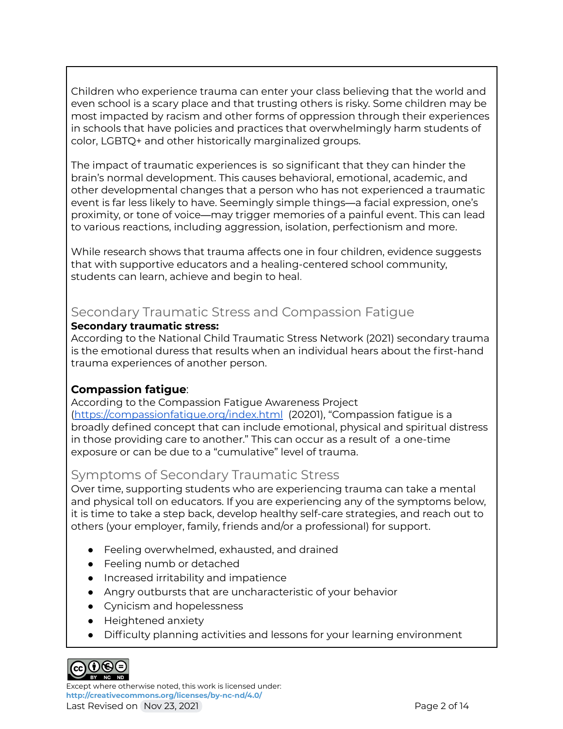Children who experience trauma can enter your class believing that the world and even school is a scary place and that trusting others is risky. Some children may be most impacted by racism and other forms of oppression through their experiences in schools that have policies and practices that overwhelmingly harm students of color, LGBTQ+ and other historically marginalized groups.

The impact of traumatic experiences is  so significant that they can hinder the brain's normal development. This causes behavioral, emotional, academic, and other developmental changes that a person who has not experienced a traumatic event is far less likely to have. Seemingly simple things—a facial expression, one's proximity, or tone of voice—may trigger memories of a painful event. This can lead to various reactions, including aggression, isolation, perfectionism and more.

While research shows that trauma affects one in four children, evidence suggests that with supportive educators and a healing-centered school community, students can learn, achieve and begin to heal.

## Secondary Traumatic Stress and Compassion Fatigue

**Secondary traumatic stress:**

According to the National Child Traumatic Stress Network (2021) secondary trauma is the emotional duress that results when an individual hears about the first-hand trauma experiences of another person.

**Compassion fatigue**:

According to the Compassion Fatigue Awareness Project (https://compassionfatigue.org/index.html  (20201), "Compassion fatigue is a broadly defined concept that can include emotional, physical and spiritual distress in those providing care to another." This can occur as a result of  a one-time exposure or can be due to a "cumulative" level of trauma.

## Symptoms of Secondary Traumatic Stress

Over time, supporting students who are experiencing trauma can take a mental and physical toll on educators. If you are experiencing any of the symptoms below, it is time to take a step back, develop healthy self-care strategies, and reach out to others (your employer, family, friends and/or a professional) for support.

- Feeling overwhelmed, exhausted, and drained
- Feeling numb or detached
- Increased irritability and impatience
- Angry outbursts that are uncharacteristic of your behavior
- Cynicism and hopelessness
- Heightened anxiety
- Difficulty planning activities and lessons for your learning environment

Except where otherwise noted, this work is licensed under:
http://creativecommons.org/licenses/by-nc-nd/4.0/
Last Revised on Nov 23, 2021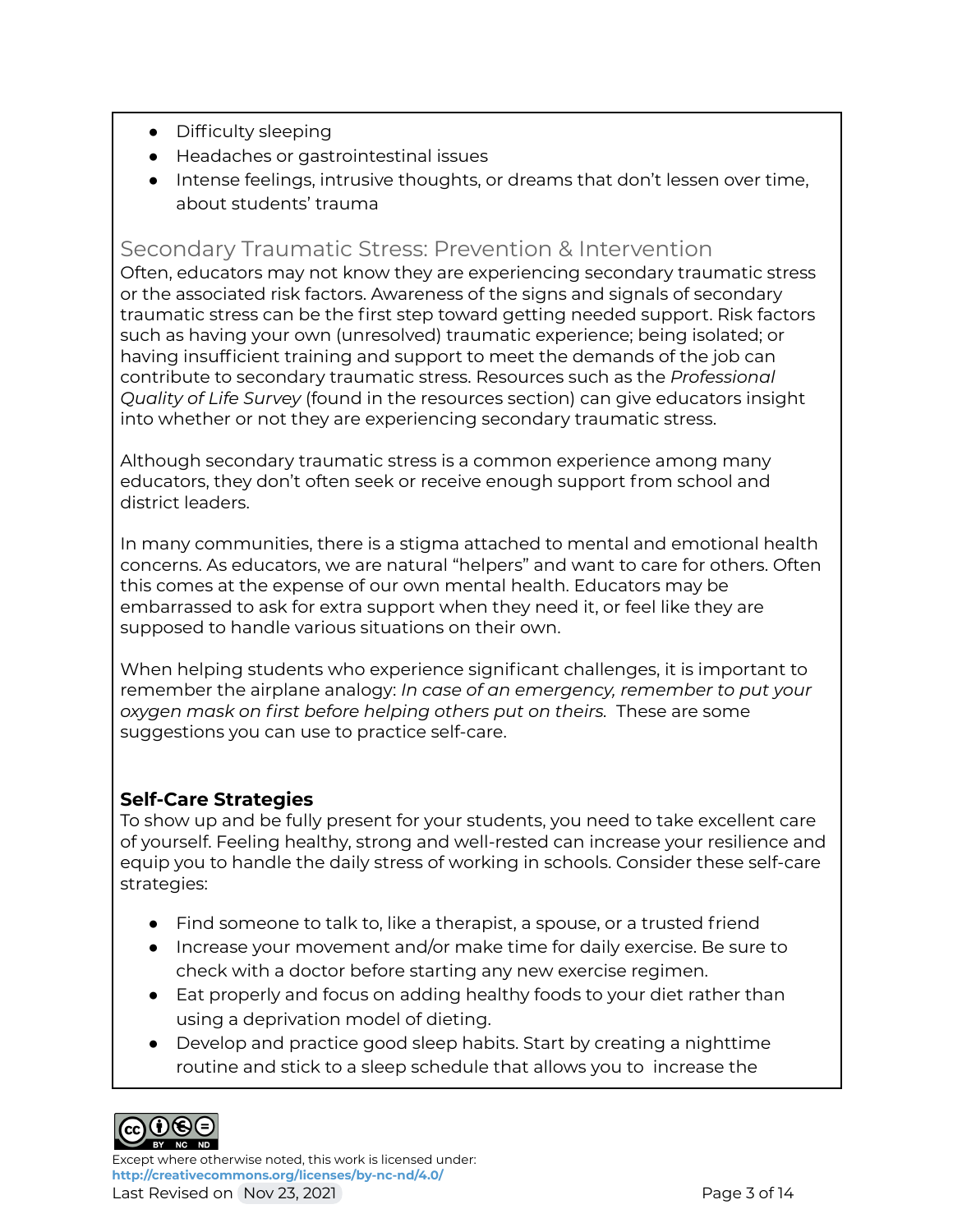- Difficulty sleeping
- Headaches or gastrointestinal issues
- Intense feelings, intrusive thoughts, or dreams that don't lessen over time, about students' trauma

## Secondary Traumatic Stress: Prevention & Intervention

Often, educators may not know they are experiencing secondary traumatic stress or the associated risk factors. Awareness of the signs and signals of secondary traumatic stress can be the first step toward getting needed support. Risk factors such as having your own (unresolved) traumatic experience; being isolated; or having insufficient training and support to meet the demands of the job can contribute to secondary traumatic stress. Resources such as the *Professional Quality of Life Survey* (found in the resources section) can give educators insight into whether or not they are experiencing secondary traumatic stress.

Although secondary traumatic stress is a common experience among many educators, they don't often seek or receive enough support from school and district leaders.

In many communities, there is a stigma attached to mental and emotional health concerns. As educators, we are natural "helpers" and want to care for others. Often this comes at the expense of our own mental health. Educators may be embarrassed to ask for extra support when they need it, or feel like they are supposed to handle various situations on their own.

When helping students who experience significant challenges, it is important to remember the airplane analogy: *In case of an emergency, remember to put your oxygen mask on first before helping others put on theirs.* These are some suggestions you can use to practice self-care.

### Self-Care Strategies

To show up and be fully present for your students, you need to take excellent care of yourself. Feeling healthy, strong and well-rested can increase your resilience and equip you to handle the daily stress of working in schools. Consider these self-care strategies:

- Find someone to talk to, like a therapist, a spouse, or a trusted friend
- Increase your movement and/or make time for daily exercise. Be sure to check with a doctor before starting any new exercise regimen.
- Eat properly and focus on adding healthy foods to your diet rather than using a deprivation model of dieting.
- Develop and practice good sleep habits. Start by creating a nighttime routine and stick to a sleep schedule that allows you to increase the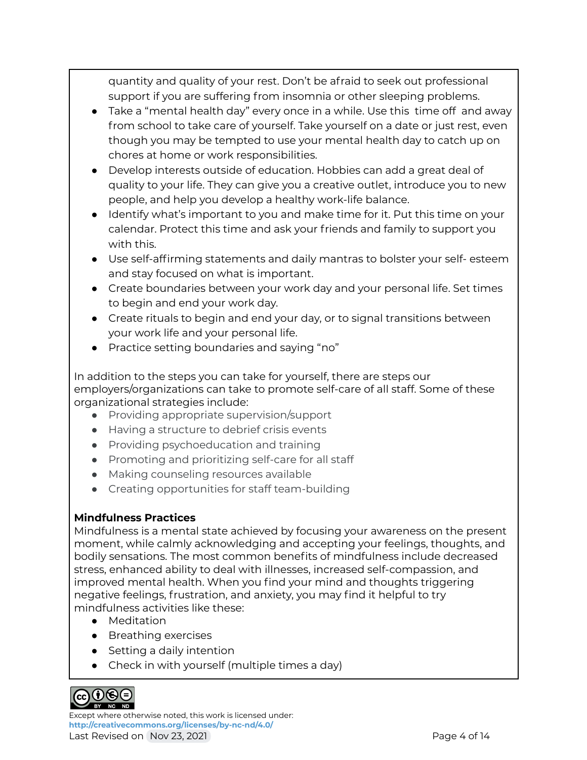quantity and quality of your rest. Don't be afraid to seek out professional support if you are suffering from insomnia or other sleeping problems.

- Take a "mental health day" every once in a while. Use this time off and away from school to take care of yourself. Take yourself on a date or just rest, even though you may be tempted to use your mental health day to catch up on chores at home or work responsibilities.
- Develop interests outside of education. Hobbies can add a great deal of quality to your life. They can give you a creative outlet, introduce you to new people, and help you develop a healthy work-life balance.
- Identify what's important to you and make time for it. Put this time on your calendar. Protect this time and ask your friends and family to support you with this.
- Use self-affirming statements and daily mantras to bolster your self- esteem and stay focused on what is important.
- Create boundaries between your work day and your personal life. Set times to begin and end your work day.
- Create rituals to begin and end your day, or to signal transitions between your work life and your personal life.
- Practice setting boundaries and saying "no"

In addition to the steps you can take for yourself, there are steps our employers/organizations can take to promote self-care of all staff. Some of these organizational strategies include:

- Providing appropriate supervision/support
- Having a structure to debrief crisis events
- Providing psychoeducation and training
- Promoting and prioritizing self-care for all staff
- Making counseling resources available
- Creating opportunities for staff team-building

**Mindfulness Practices**

Mindfulness is a mental state achieved by focusing your awareness on the present moment, while calmly acknowledging and accepting your feelings, thoughts, and bodily sensations. The most common benefits of mindfulness include decreased stress, enhanced ability to deal with illnesses, increased self-compassion, and improved mental health. When you find your mind and thoughts triggering negative feelings, frustration, and anxiety, you may find it helpful to try mindfulness activities like these:

- Meditation
- Breathing exercises
- Setting a daily intention
- Check in with yourself (multiple times a day)

Except where otherwise noted, this work is licensed under:
http://creativecommons.org/licenses/by-nc-nd/4.0/
Last Revised on Nov 23, 2021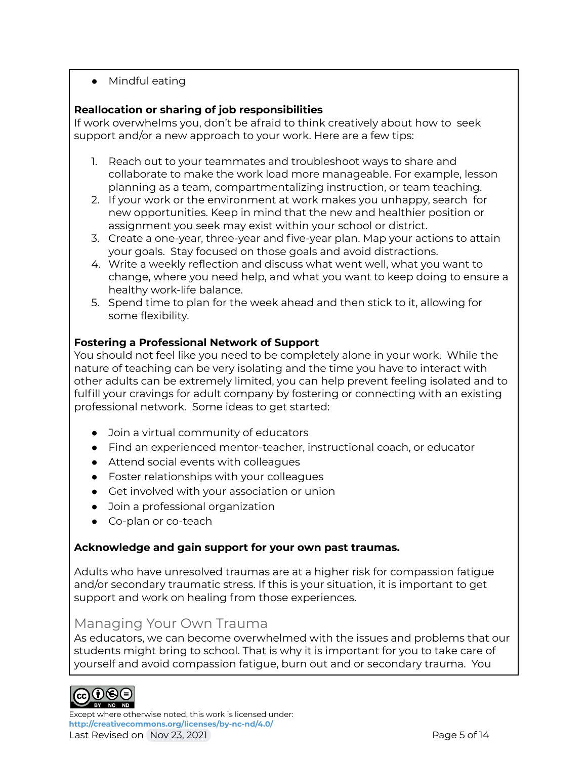- Mindful eating

**Reallocation or sharing of job responsibilities**
If work overwhelms you, don't be afraid to think creatively about how to seek support and/or a new approach to your work. Here are a few tips:

1. Reach out to your teammates and troubleshoot ways to share and collaborate to make the work load more manageable. For example, lesson planning as a team, compartmentalizing instruction, or team teaching.
2. If your work or the environment at work makes you unhappy, search for new opportunities. Keep in mind that the new and healthier position or assignment you seek may exist within your school or district.
3. Create a one-year, three-year and five-year plan. Map your actions to attain your goals. Stay focused on those goals and avoid distractions.
4. Write a weekly reflection and discuss what went well, what you want to change, where you need help, and what you want to keep doing to ensure a healthy work-life balance.
5. Spend time to plan for the week ahead and then stick to it, allowing for some flexibility.

**Fostering a Professional Network of Support**
You should not feel like you need to be completely alone in your work. While the nature of teaching can be very isolating and the time you have to interact with other adults can be extremely limited, you can help prevent feeling isolated and to fulfill your cravings for adult company by fostering or connecting with an existing professional network. Some ideas to get started:

- Join a virtual community of educators
- Find an experienced mentor-teacher, instructional coach, or educator
- Attend social events with colleagues
- Foster relationships with your colleagues
- Get involved with your association or union
- Join a professional organization
- Co-plan or co-teach

**Acknowledge and gain support for your own past traumas.**

Adults who have unresolved traumas are at a higher risk for compassion fatigue and/or secondary traumatic stress. If this is your situation, it is important to get support and work on healing from those experiences.

## Managing Your Own Trauma

As educators, we can become overwhelmed with the issues and problems that our students might bring to school. That is why it is important for you to take care of yourself and avoid compassion fatigue, burn out and or secondary trauma. You

Except where otherwise noted, this work is licensed under:
http://creativecommons.org/licenses/by-nc-nd/4.0/
Last Revised on Nov 23, 2021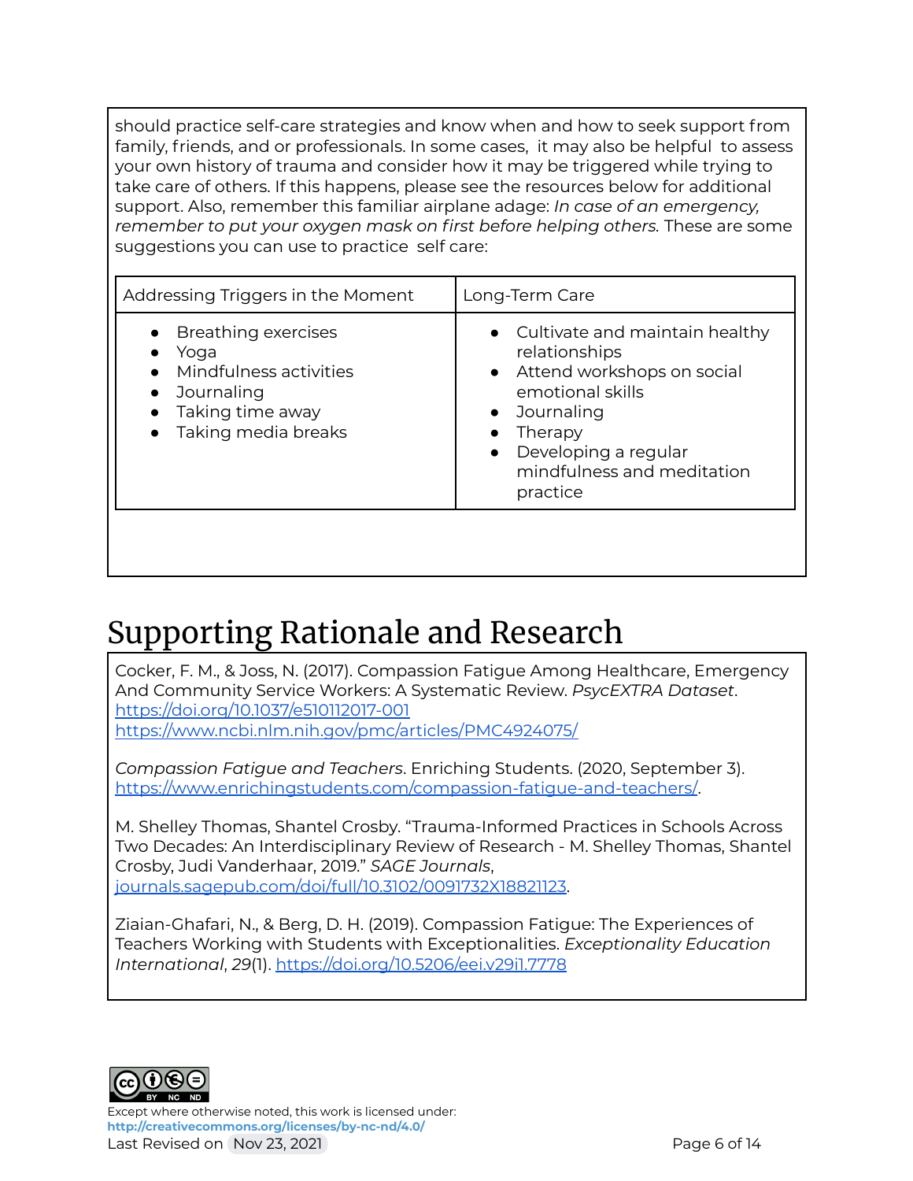should practice self-care strategies and know when and how to seek support from family, friends, and or professionals. In some cases, it may also be helpful to assess your own history of trauma and consider how it may be triggered while trying to take care of others. If this happens, please see the resources below for additional support. Also, remember this familiar airplane adage: *In case of an emergency, remember to put your oxygen mask on first before helping others.* These are some suggestions you can use to practice self care:

| Addressing Triggers in the Moment | Long-Term Care |
|---|---|
| • Breathing exercises<br>• Yoga<br>• Mindfulness activities<br>• Journaling<br>• Taking time away<br>• Taking media breaks | • Cultivate and maintain healthy relationships<br>• Attend workshops on social emotional skills<br>• Journaling<br>• Therapy<br>• Developing a regular mindfulness and meditation practice |

# Supporting Rationale and Research

Cocker, F. M., & Joss, N. (2017). Compassion Fatigue Among Healthcare, Emergency And Community Service Workers: A Systematic Review. *PsycEXTRA Dataset*. https://doi.org/10.1037/e510112017-001
https://www.ncbi.nlm.nih.gov/pmc/articles/PMC4924075/

*Compassion Fatigue and Teachers*. Enriching Students. (2020, September 3). https://www.enrichingstudents.com/compassion-fatigue-and-teachers/.

M. Shelley Thomas, Shantel Crosby. "Trauma-Informed Practices in Schools Across Two Decades: An Interdisciplinary Review of Research - M. Shelley Thomas, Shantel Crosby, Judi Vanderhaar, 2019." *SAGE Journals*, journals.sagepub.com/doi/full/10.3102/0091732X18821123.

Ziaian-Ghafari, N., & Berg, D. H. (2019). Compassion Fatigue: The Experiences of Teachers Working with Students with Exceptionalities. *Exceptionality Education International*, *29*(1). https://doi.org/10.5206/eei.v29i1.7778

Except where otherwise noted, this work is licensed under: **http://creativecommons.org/licenses/by-nc-nd/4.0/**
Last Revised on Nov 23, 2021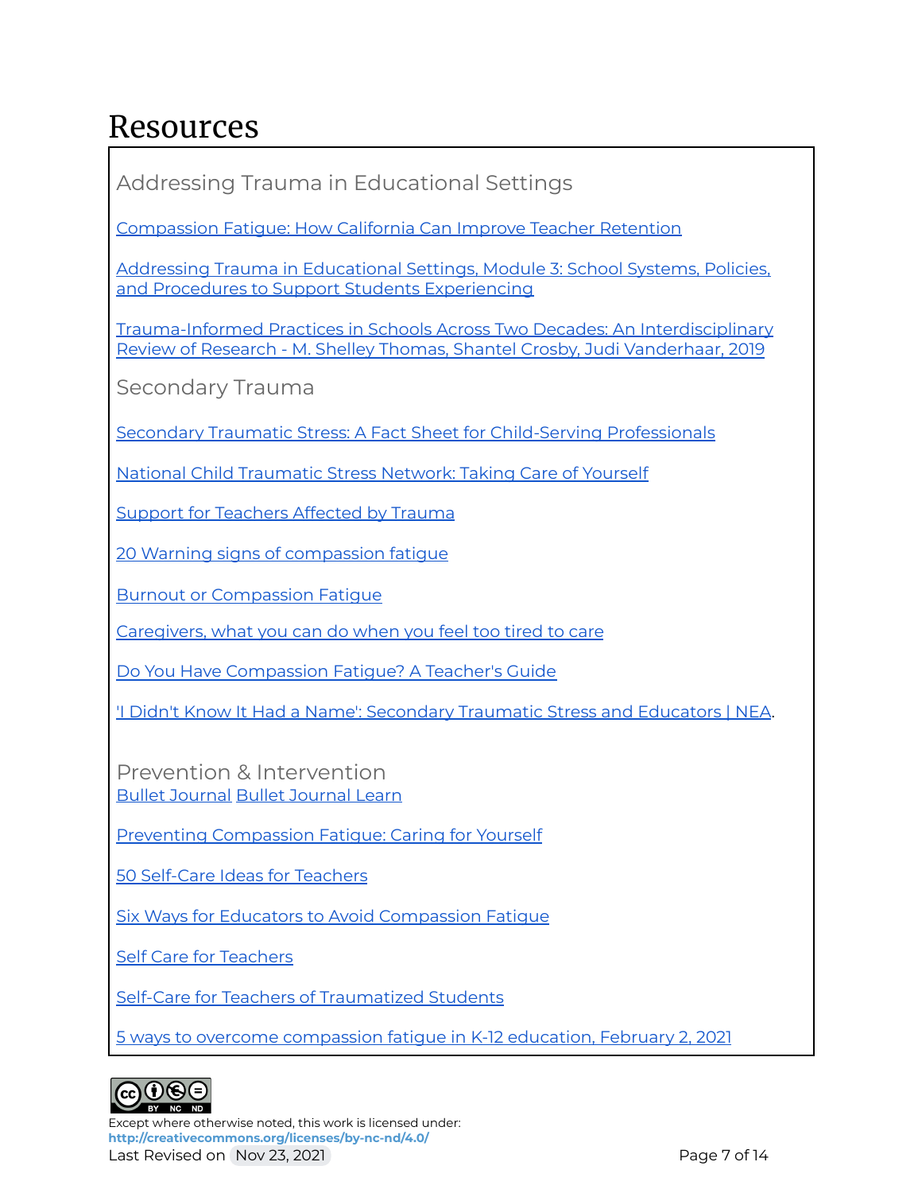# Resources

## Addressing Trauma in Educational Settings

Compassion Fatigue: How California Can Improve Teacher Retention

Addressing Trauma in Educational Settings, Module 3: School Systems, Policies, and Procedures to Support Students Experiencing

Trauma-Informed Practices in Schools Across Two Decades: An Interdisciplinary Review of Research - M. Shelley Thomas, Shantel Crosby, Judi Vanderhaar, 2019

## Secondary Trauma

Secondary Traumatic Stress: A Fact Sheet for Child-Serving Professionals

National Child Traumatic Stress Network: Taking Care of Yourself

Support for Teachers Affected by Trauma

20 Warning signs of compassion fatigue

Burnout or Compassion Fatigue

Caregivers, what you can do when you feel too tired to care

Do You Have Compassion Fatigue? A Teacher's Guide

'I Didn't Know It Had a Name': Secondary Traumatic Stress and Educators | NEA.

## Prevention & Intervention

Bullet Journal Bullet Journal Learn

Preventing Compassion Fatigue: Caring for Yourself

50 Self-Care Ideas for Teachers

Six Ways for Educators to Avoid Compassion Fatigue

Self Care for Teachers

Self-Care for Teachers of Traumatized Students

5 ways to overcome compassion fatigue in K-12 education, February 2, 2021

Except where otherwise noted, this work is licensed under:
http://creativecommons.org/licenses/by-nc-nd/4.0/
Last Revised on Nov 23, 2021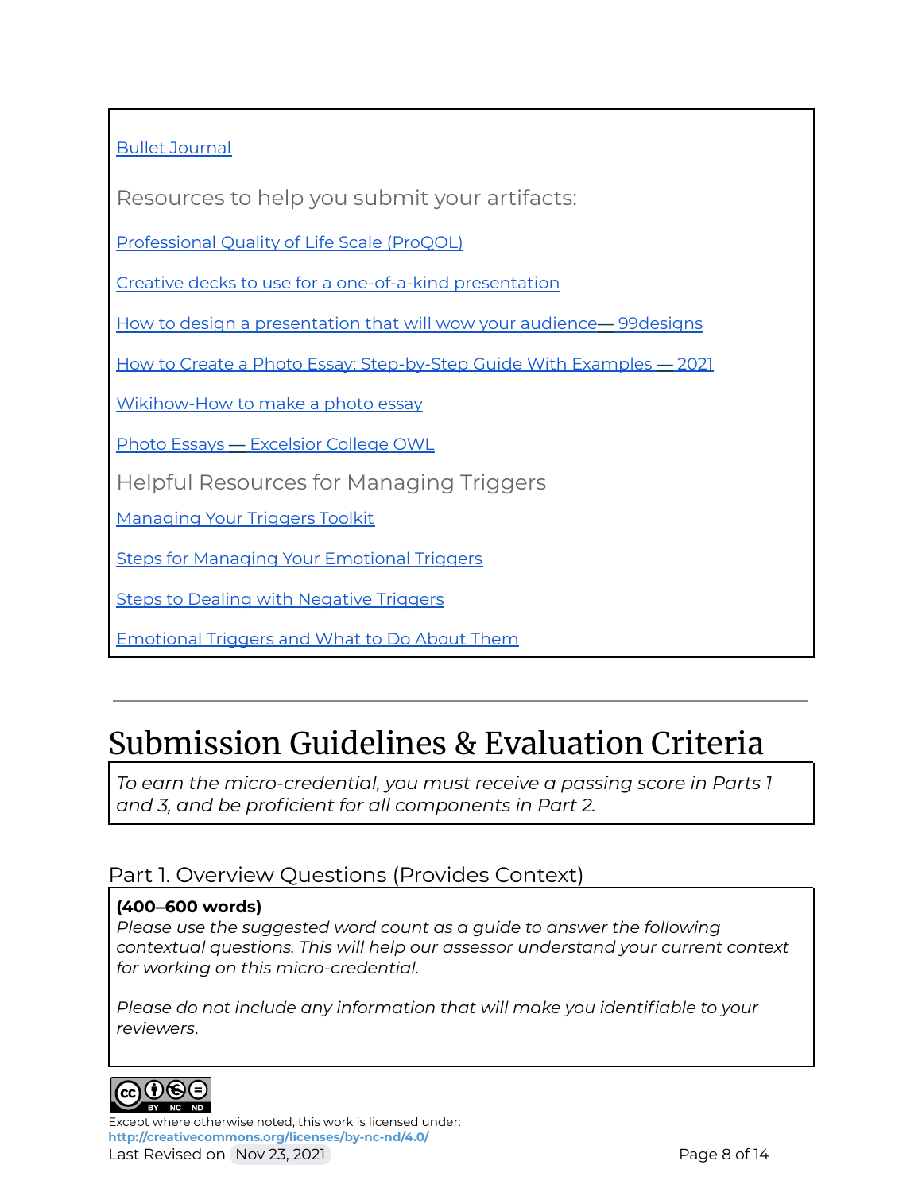Bullet Journal

### Resources to help you submit your artifacts:

Professional Quality of Life Scale (ProQOL)

Creative decks to use for a one-of-a-kind presentation

How to design a presentation that will wow your audience— 99designs

How to Create a Photo Essay: Step-by-Step Guide With Examples — 2021

Wikihow-How to make a photo essay

Photo Essays — Excelsior College OWL

### Helpful Resources for Managing Triggers

Managing Your Triggers Toolkit

Steps for Managing Your Emotional Triggers

Steps to Dealing with Negative Triggers

Emotional Triggers and What to Do About Them

---

# Submission Guidelines & Evaluation Criteria

*To earn the micro-credential, you must receive a passing score in Parts 1 and 3, and be proficient for all components in Part 2.*

## Part 1. Overview Questions (Provides Context)

**(400–600 words)**
*Please use the suggested word count as a guide to answer the following contextual questions. This will help our assessor understand your current context for working on this micro-credential.*

*Please do not include any information that will make you identifiable to your reviewers.*

Except where otherwise noted, this work is licensed under:
http://creativecommons.org/licenses/by-nc-nd/4.0/
Last Revised on Nov 23, 2021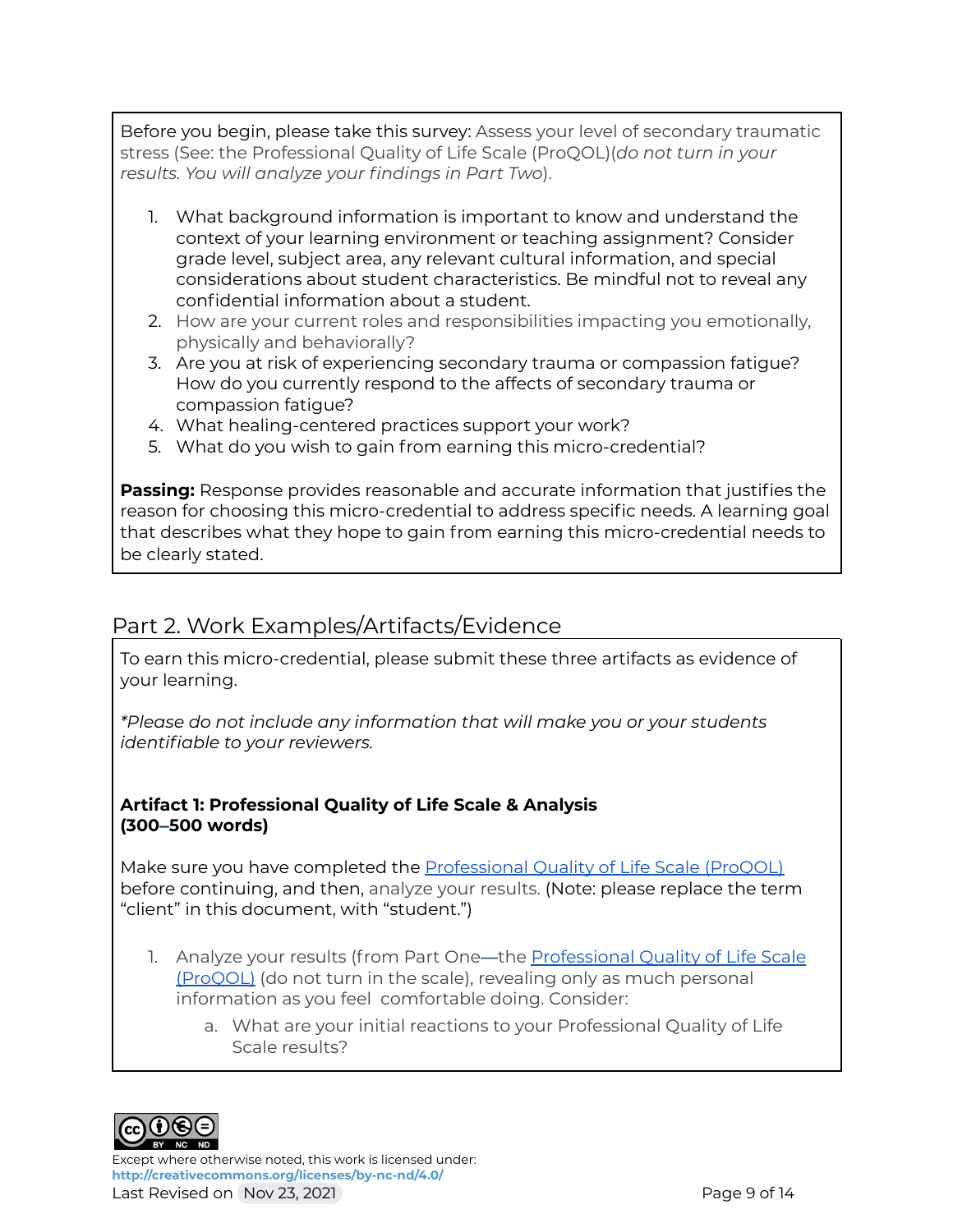Before you begin, please take this survey: Assess your level of secondary traumatic stress (See: the Professional Quality of Life Scale (ProQOL)(*do not turn in your results. You will analyze your findings in Part Two*).

1. What background information is important to know and understand the context of your learning environment or teaching assignment? Consider grade level, subject area, any relevant cultural information, and special considerations about student characteristics. Be mindful not to reveal any confidential information about a student.
2. How are your current roles and responsibilities impacting you emotionally, physically and behaviorally?
3. Are you at risk of experiencing secondary trauma or compassion fatigue? How do you currently respond to the affects of secondary trauma or compassion fatigue?
4. What healing-centered practices support your work?
5. What do you wish to gain from earning this micro-credential?

**Passing:** Response provides reasonable and accurate information that justifies the reason for choosing this micro-credential to address specific needs. A learning goal that describes what they hope to gain from earning this micro-credential needs to be clearly stated.

## Part 2. Work Examples/Artifacts/Evidence

To earn this micro-credential, please submit these three artifacts as evidence of your learning.

*\*Please do not include any information that will make you or your students identifiable to your reviewers.*

**Artifact 1: Professional Quality of Life Scale & Analysis (300–500 words)**

Make sure you have completed the [Professional Quality of Life Scale (ProQOL)]() before continuing, and then, analyze your results. (Note: please replace the term "client" in this document, with "student.")

1. Analyze your results (from Part One—the [Professional Quality of Life Scale (ProQOL)]() (do not turn in the scale), revealing only as much personal information as you feel comfortable doing. Consider:
    a. What are your initial reactions to your Professional Quality of Life Scale results?

Except where otherwise noted, this work is licensed under: http://creativecommons.org/licenses/by-nc-nd/4.0/

Last Revised on Nov 23, 2021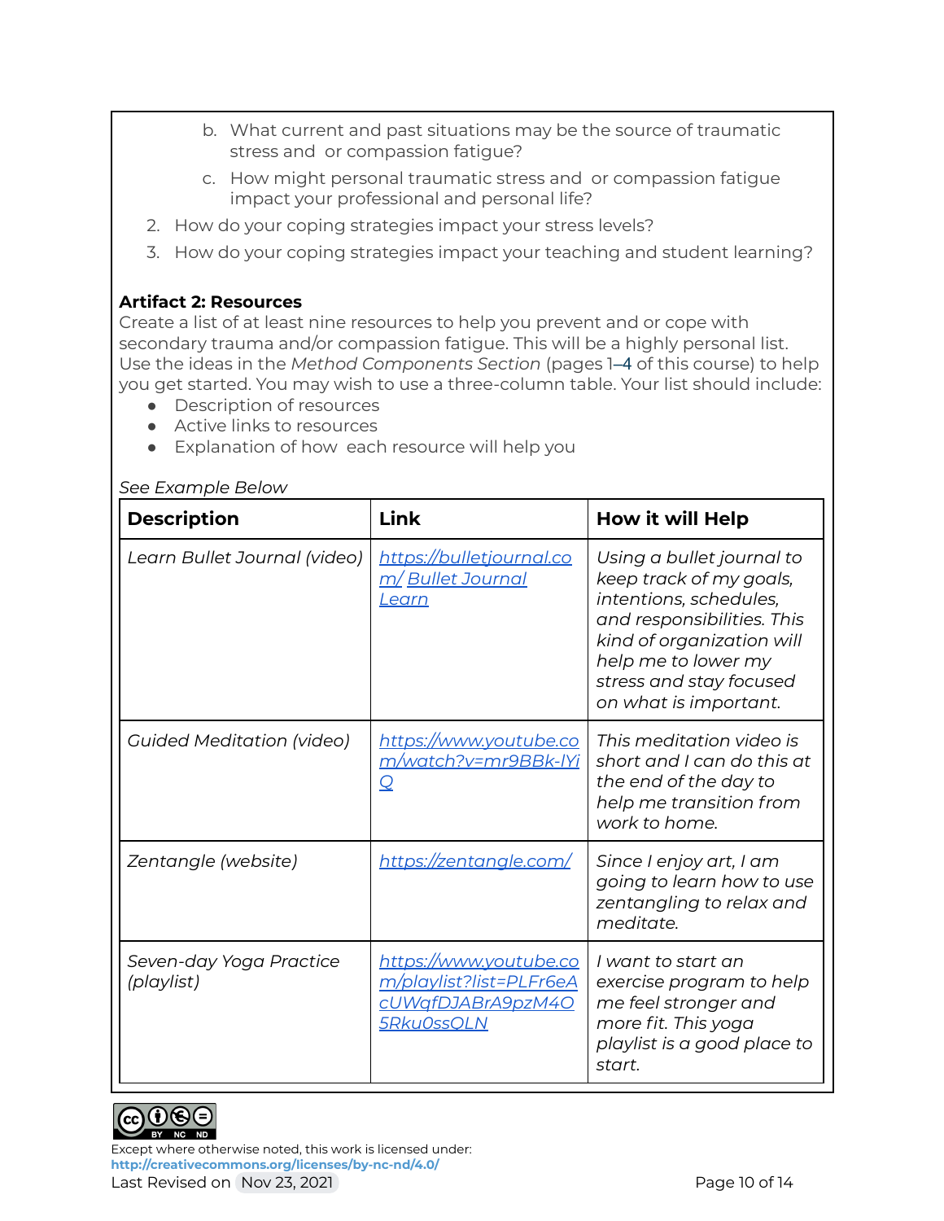b. What current and past situations may be the source of traumatic stress and or compassion fatigue?
   c. How might personal traumatic stress and or compassion fatigue impact your professional and personal life?
2. How do your coping strategies impact your stress levels?
3. How do your coping strategies impact your teaching and student learning?

**Artifact 2: Resources**
Create a list of at least nine resources to help you prevent and or cope with secondary trauma and/or compassion fatigue. This will be a highly personal list. Use the ideas in the *Method Components Section* (pages 1–4 of this course) to help you get started. You may wish to use a three-column table. Your list should include:

- Description of resources
- Active links to resources
- Explanation of how each resource will help you

*See Example Below*

| **Description** | **Link** | **How it will Help** |
|---|---|---|
| *Learn Bullet Journal (video)* | *https://bulletjournal.com/ Bullet Journal Learn* | *Using a bullet journal to keep track of my goals, intentions, schedules, and responsibilities. This kind of organization will help me to lower my stress and stay focused on what is important.* |
| *Guided Meditation (video)* | *https://www.youtube.com/watch?v=mr9BBk-lYiQ* | *This meditation video is short and I can do this at the end of the day to help me transition from work to home.* |
| *Zentangle (website)* | *https://zentangle.com/* | *Since I enjoy art, I am going to learn how to use zentangling to relax and meditate.* |
| *Seven-day Yoga Practice (playlist)* | *https://www.youtube.com/playlist?list=PLFr6eAcUWqfDJABrA9pzM4O5Rku0ssQLN* | *I want to start an exercise program to help me feel stronger and more fit. This yoga playlist is a good place to start.* |

Except where otherwise noted, this work is licensed under:
**http://creativecommons.org/licenses/by-nc-nd/4.0/**
Last Revised on Nov 23, 2021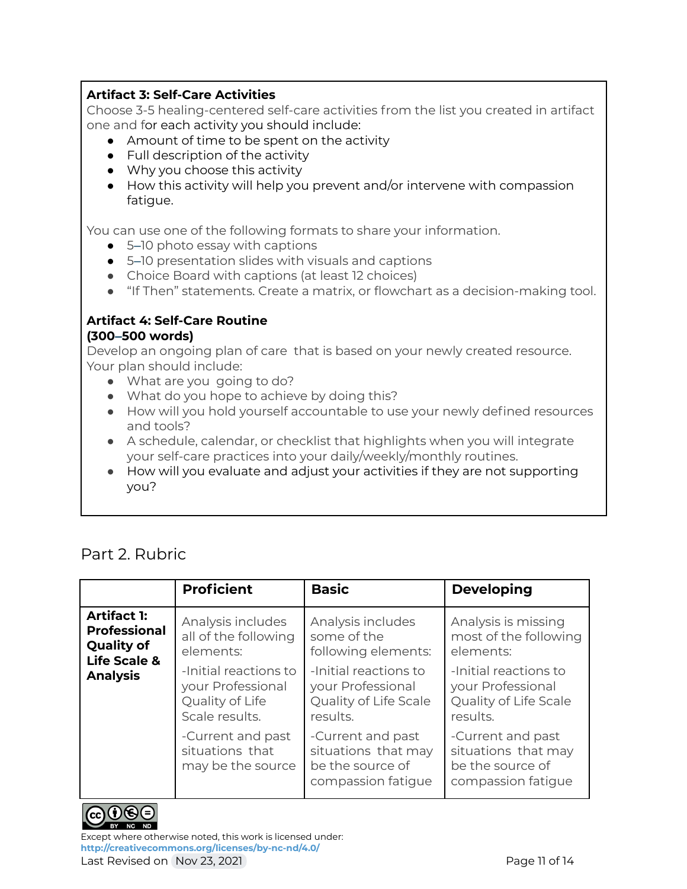**Artifact 3: Self-Care Activities**

Choose 3-5 healing-centered self-care activities from the list you created in artifact one and for each activity you should include:

- Amount of time to be spent on the activity
- Full description of the activity
- Why you choose this activity
- How this activity will help you prevent and/or intervene with compassion fatigue.

You can use one of the following formats to share your information.

- 5–10 photo essay with captions
- 5–10 presentation slides with visuals and captions
- Choice Board with captions (at least 12 choices)
- "If Then" statements. Create a matrix, or flowchart as a decision-making tool.

**Artifact 4: Self-Care Routine**
**(300–500 words)**

Develop an ongoing plan of care that is based on your newly created resource. Your plan should include:

- What are you going to do?
- What do you hope to achieve by doing this?
- How will you hold yourself accountable to use your newly defined resources and tools?
- A schedule, calendar, or checklist that highlights when you will integrate your self-care practices into your daily/weekly/monthly routines.
- How will you evaluate and adjust your activities if they are not supporting you?

## Part 2. Rubric

| | **Proficient** | **Basic** | **Developing** |
|---|---|---|---|
| **Artifact 1: Professional Quality of Life Scale & Analysis** | Analysis includes all of the following elements:<br>-Initial reactions to your Professional Quality of Life Scale results.<br>-Current and past situations that may be the source | Analysis includes some of the following elements:<br>-Initial reactions to your Professional Quality of Life Scale results.<br>-Current and past situations that may be the source of compassion fatigue | Analysis is missing most of the following elements:<br>-Initial reactions to your Professional Quality of Life Scale results.<br>-Current and past situations that may be the source of compassion fatigue |

Except where otherwise noted, this work is licensed under:
http://creativecommons.org/licenses/by-nc-nd/4.0/
Last Revised on Nov 23, 2021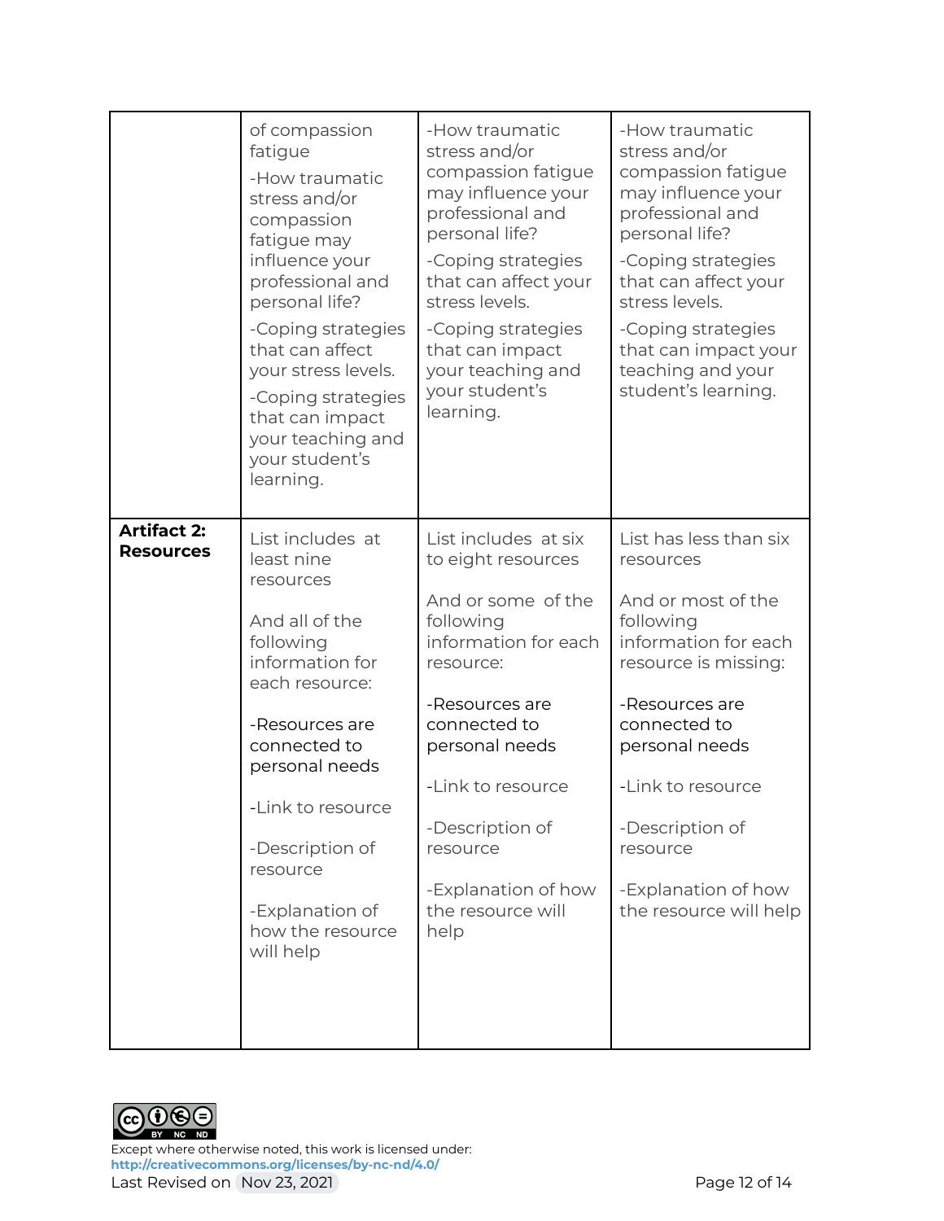| | | | |
|---|---|---|---|
| | of compassion fatigue<br><br>-How traumatic stress and/or compassion fatigue may influence your professional and personal life?<br><br>-Coping strategies that can affect your stress levels.<br><br>-Coping strategies that can impact your teaching and your student's learning. | -How traumatic stress and/or compassion fatigue may influence your professional and personal life?<br><br>-Coping strategies that can affect your stress levels.<br><br>-Coping strategies that can impact your teaching and your student's learning. | -How traumatic stress and/or compassion fatigue may influence your professional and personal life?<br><br>-Coping strategies that can affect your stress levels.<br><br>-Coping strategies that can impact your teaching and your student's learning. |
| **Artifact 2: Resources** | List includes at least nine resources<br><br>And all of the following information for each resource:<br><br>-Resources are connected to personal needs<br><br>-Link to resource<br><br>-Description of resource<br><br>-Explanation of how the resource will help | List includes at six to eight resources<br><br>And or some of the following information for each resource:<br><br>-Resources are connected to personal needs<br><br>-Link to resource<br><br>-Description of resource<br><br>-Explanation of how the resource will help | List has less than six resources<br><br>And or most of the following information for each resource is missing:<br><br>-Resources are connected to personal needs<br><br>-Link to resource<br><br>-Description of resource<br><br>-Explanation of how the resource will help |

Except where otherwise noted, this work is licensed under:
**http://creativecommons.org/licenses/by-nc-nd/4.0/**
Last Revised on Nov 23, 2021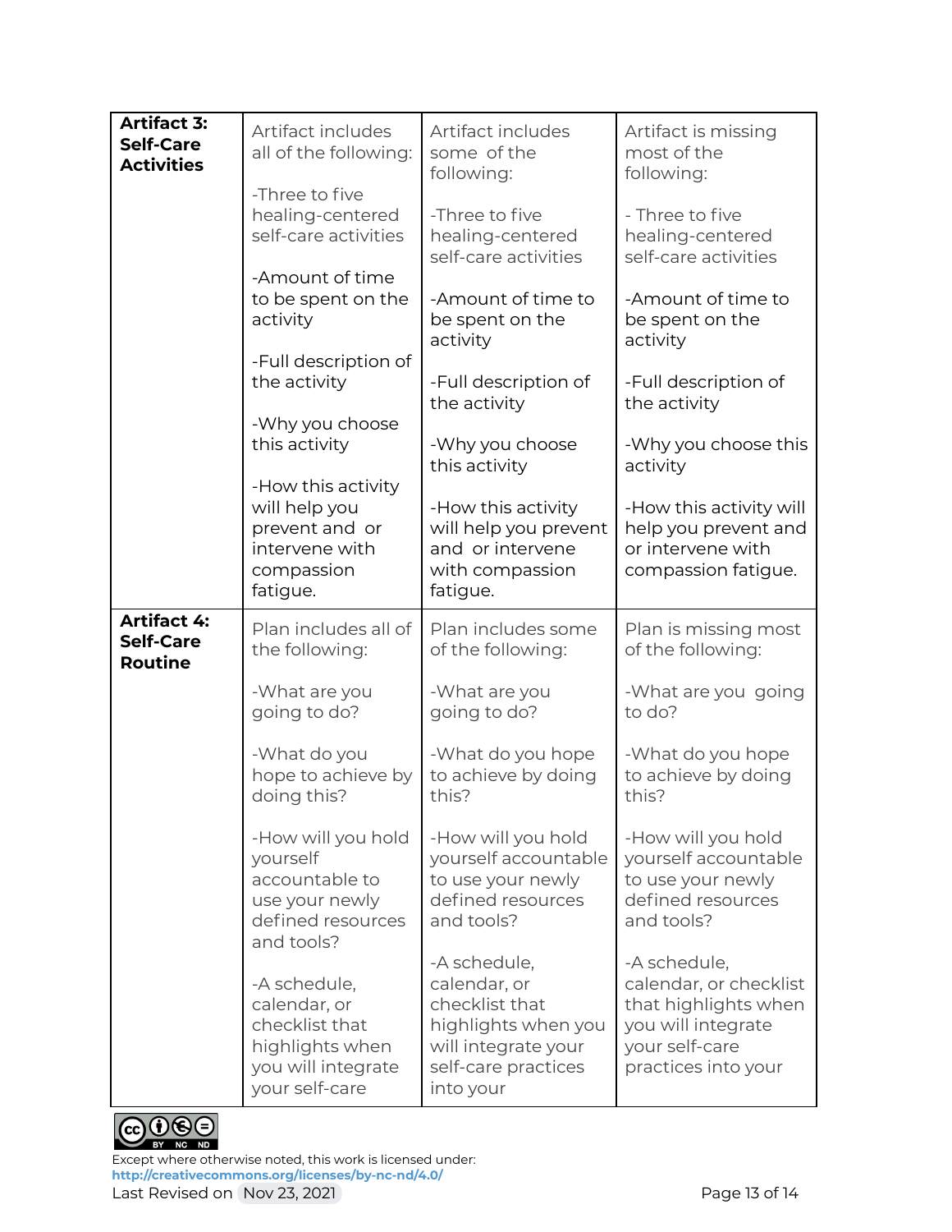| | | | |
|---|---|---|---|
| **Artifact 3: Self-Care Activities** | Artifact includes all of the following:<br><br>-Three to five healing-centered self-care activities<br><br>-Amount of time to be spent on the activity<br><br>-Full description of the activity<br><br>-Why you choose this activity<br><br>-How this activity will help you prevent and or intervene with compassion fatigue. | Artifact includes some of the following:<br><br>-Three to five healing-centered self-care activities<br><br>-Amount of time to be spent on the activity<br><br>-Full description of the activity<br><br>-Why you choose this activity<br><br>-How this activity will help you prevent and or intervene with compassion fatigue. | Artifact is missing most of the following:<br><br>- Three to five healing-centered self-care activities<br><br>-Amount of time to be spent on the activity<br><br>-Full description of the activity<br><br>-Why you choose this activity<br><br>-How this activity will help you prevent and or intervene with compassion fatigue. |
| **Artifact 4: Self-Care Routine** | Plan includes all of the following:<br><br>-What are you going to do?<br><br>-What do you hope to achieve by doing this?<br><br>-How will you hold yourself accountable to use your newly defined resources and tools?<br><br>-A schedule, calendar, or checklist that highlights when you will integrate your self-care | Plan includes some of the following:<br><br>-What are you going to do?<br><br>-What do you hope to achieve by doing this?<br><br>-How will you hold yourself accountable to use your newly defined resources and tools?<br><br>-A schedule, calendar, or checklist that highlights when you will integrate your self-care practices into your | Plan is missing most of the following:<br><br>-What are you going to do?<br><br>-What do you hope to achieve by doing this?<br><br>-How will you hold yourself accountable to use your newly defined resources and tools?<br><br>-A schedule, calendar, or checklist that highlights when you will integrate your self-care practices into your |

Except where otherwise noted, this work is licensed under:
http://creativecommons.org/licenses/by-nc-nd/4.0/
Last Revised on Nov 23, 2021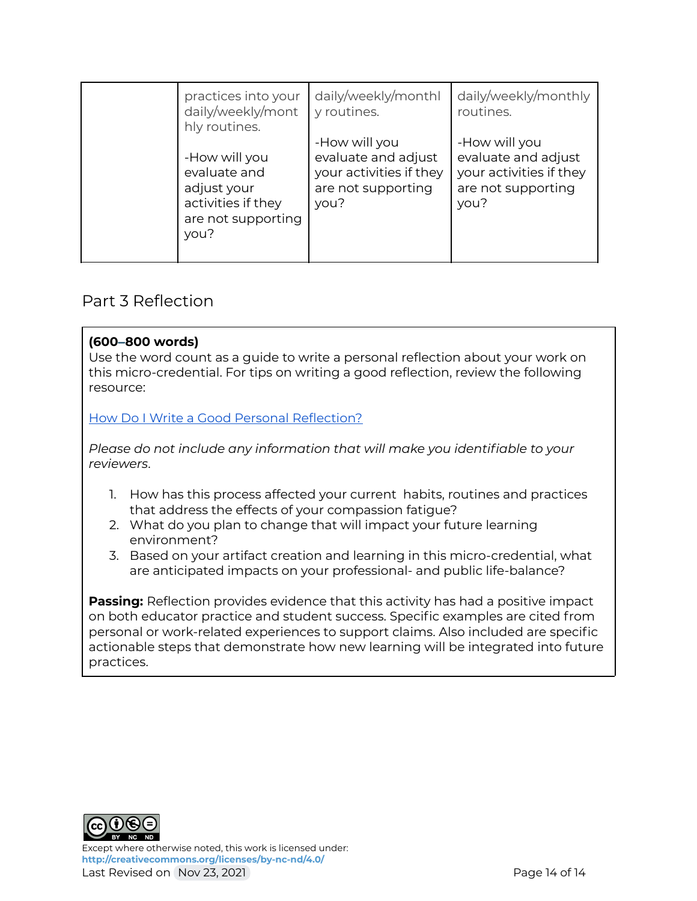| | | | |
|---|---|---|---|
| | practices into your daily/weekly/monthly routines.<br><br>-How will you evaluate and adjust your activities if they are not supporting you? | daily/weekly/monthly routines.<br><br>-How will you evaluate and adjust your activities if they are not supporting you? | daily/weekly/monthly routines.<br><br>-How will you evaluate and adjust your activities if they are not supporting you? |

## Part 3 Reflection

**(600–800 words)**
Use the word count as a guide to write a personal reflection about your work on this micro-credential. For tips on writing a good reflection, review the following resource:

How Do I Write a Good Personal Reflection?

*Please do not include any information that will make you identifiable to your reviewers*.

1. How has this process affected your current habits, routines and practices that address the effects of your compassion fatigue?
2. What do you plan to change that will impact your future learning environment?
3. Based on your artifact creation and learning in this micro-credential, what are anticipated impacts on your professional- and public life-balance?

**Passing:** Reflection provides evidence that this activity has had a positive impact on both educator practice and student success. Specific examples are cited from personal or work-related experiences to support claims. Also included are specific actionable steps that demonstrate how new learning will be integrated into future practices.

Except where otherwise noted, this work is licensed under:
**http://creativecommons.org/licenses/by-nc-nd/4.0/**
Last Revised on Nov 23, 2021